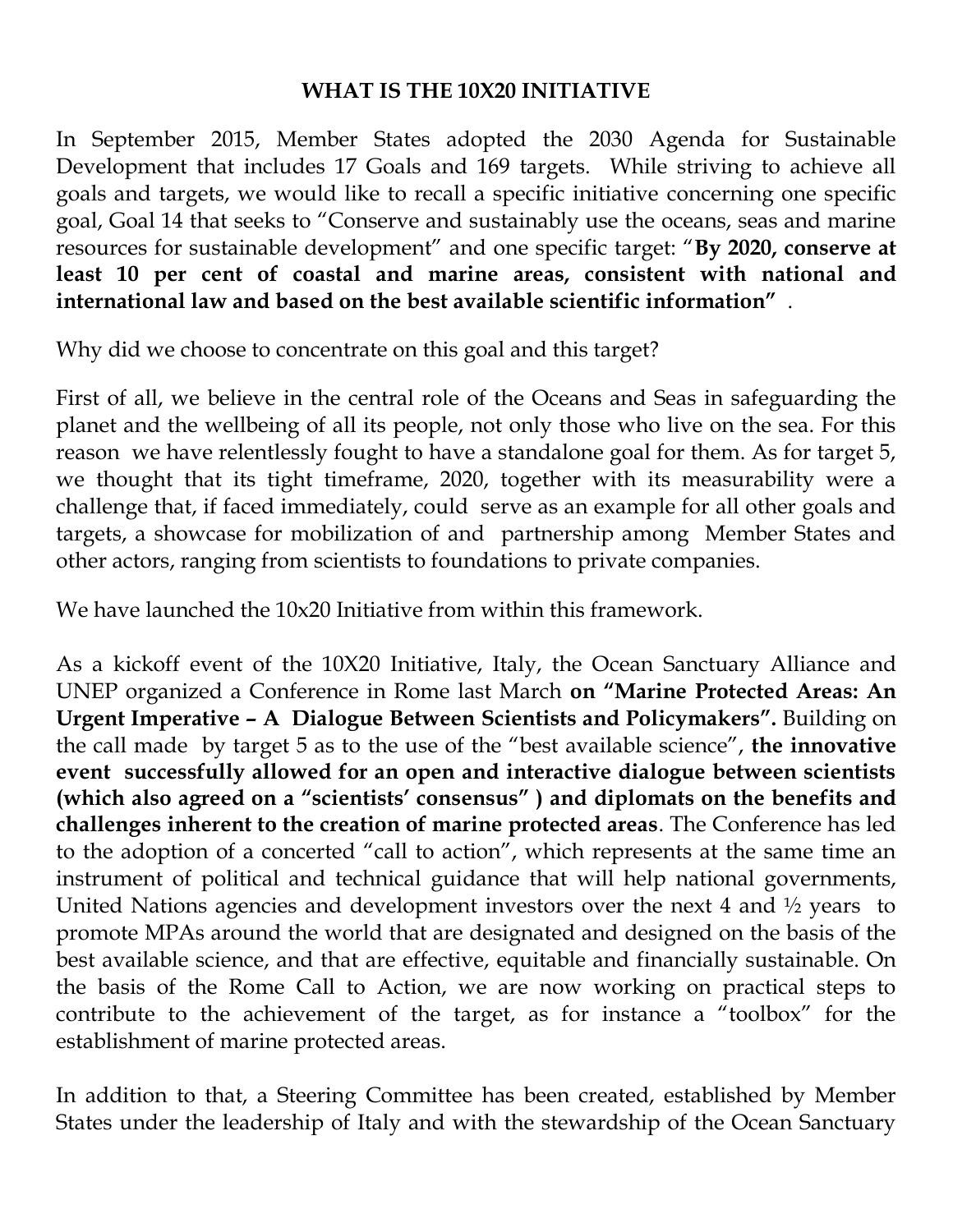# WHAT IS THE 10X20 INITIATIVE

In September 2015, Member States adopted the 2030 Agenda for Sustainable Development that includes 17 Goals and 169 targets. While striving to achieve all goals and targets, we would like to recall a specific initiative concerning one specific goal, Goal 14 that seeks to "Conserve and sustainably use the oceans, seas and marine resources for sustainable development" and one specific target: "**By 2020, conserve at least 10 per cent of coastal and marine areas, consistent with national and international law and based on the best available scientific information"** .

Why did we choose to concentrate on this goal and this target?

First of all, we believe in the central role of the Oceans and Seas in safeguarding the planet and the wellbeing of all its people, not only those who live on the sea. For this reason we have relentlessly fought to have a standalone goal for them. As for target 5, we thought that its tight timeframe, 2020, together with its measurability were a challenge that, if faced immediately, could serve as an example for all other goals and targets, a showcase for mobilization of and partnership among Member States and other actors, ranging from scientists to foundations to private companies.

We have launched the 10x20 Initiative from within this framework.

As a kickoff event of the 10X20 Initiative, Italy, the Ocean Sanctuary Alliance and UNEP organized a Conference in Rome last March **on "Marine Protected Areas: An Urgent Imperative – A Dialogue Between Scientists and Policymakers".** Building on the call made by target 5 as to the use of the "best available science", **the innovative event successfully allowed for an open and interactive dialogue between scientists (which also agreed on a "scientists' consensus" ) and diplomats on the benefits and challenges inherent to the creation of marine protected areas**. The Conference has led to the adoption of a concerted "call to action", which represents at the same time an instrument of political and technical guidance that will help national governments, United Nations agencies and development investors over the next 4 and ½ years to promote MPAs around the world that are designated and designed on the basis of the best available science, and that are effective, equitable and financially sustainable. On the basis of the Rome Call to Action, we are now working on practical steps to contribute to the achievement of the target, as for instance a "toolbox" for the establishment of marine protected areas.

In addition to that, a Steering Committee has been created, established by Member States under the leadership of Italy and with the stewardship of the Ocean Sanctuary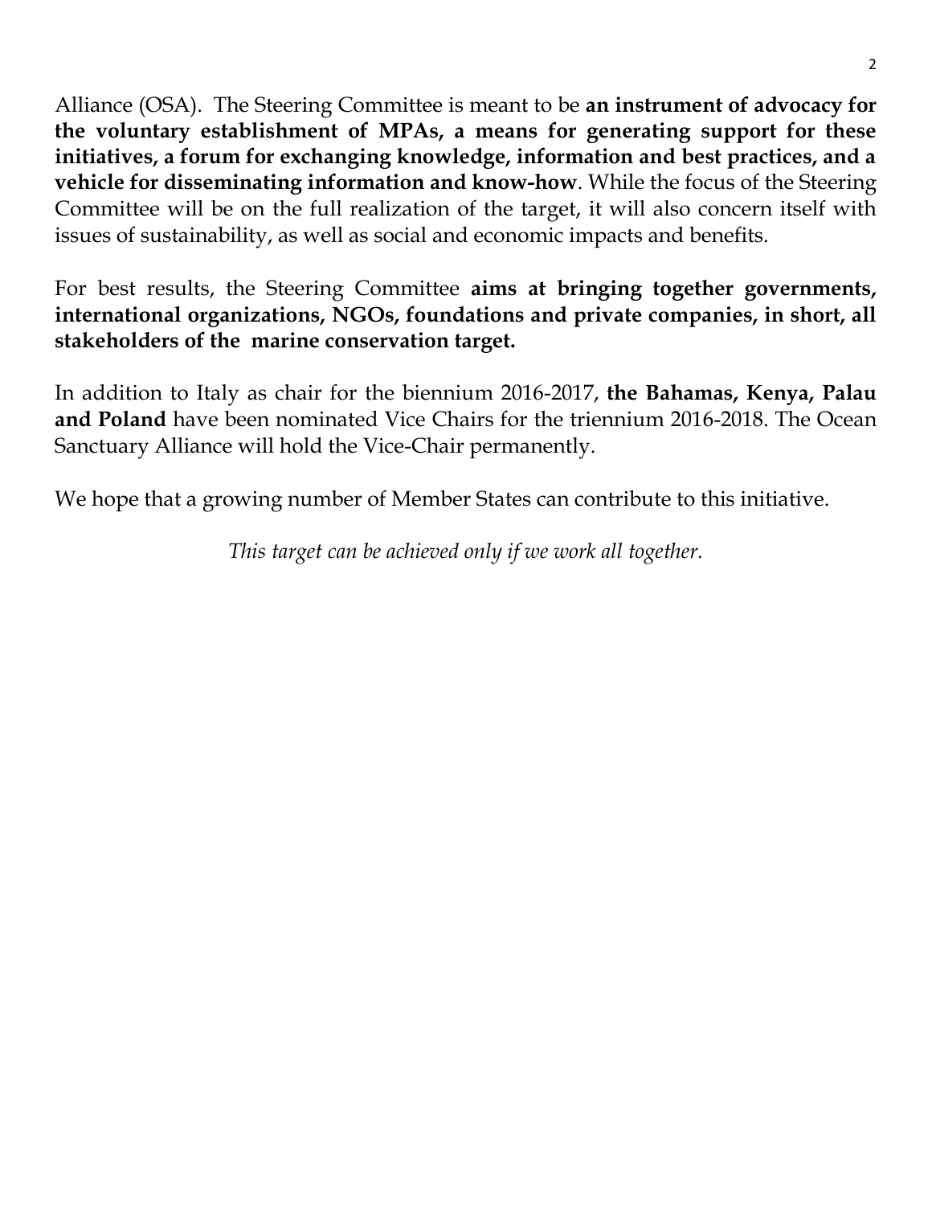Alliance (OSA). The Steering Committee is meant to be **an instrument of advocacy for the voluntary establishment of MPAs, a means for generating support for these initiatives, a forum for exchanging knowledge, information and best practices, and a vehicle for disseminating information and know-how**. While the focus of the Steering Committee will be on the full realization of the target, it will also concern itself with issues of sustainability, as well as social and economic impacts and benefits.

For best results, the Steering Committee **aims at bringing together governments, international organizations, NGOs, foundations and private companies, in short, all stakeholders of the marine conservation target.**

In addition to Italy as chair for the biennium 2016-2017, **the Bahamas, Kenya, Palau and Poland** have been nominated Vice Chairs for the triennium 2016-2018. The Ocean Sanctuary Alliance will hold the Vice-Chair permanently.

We hope that a growing number of Member States can contribute to this initiative.

*This target can be achieved only if we work all together.*